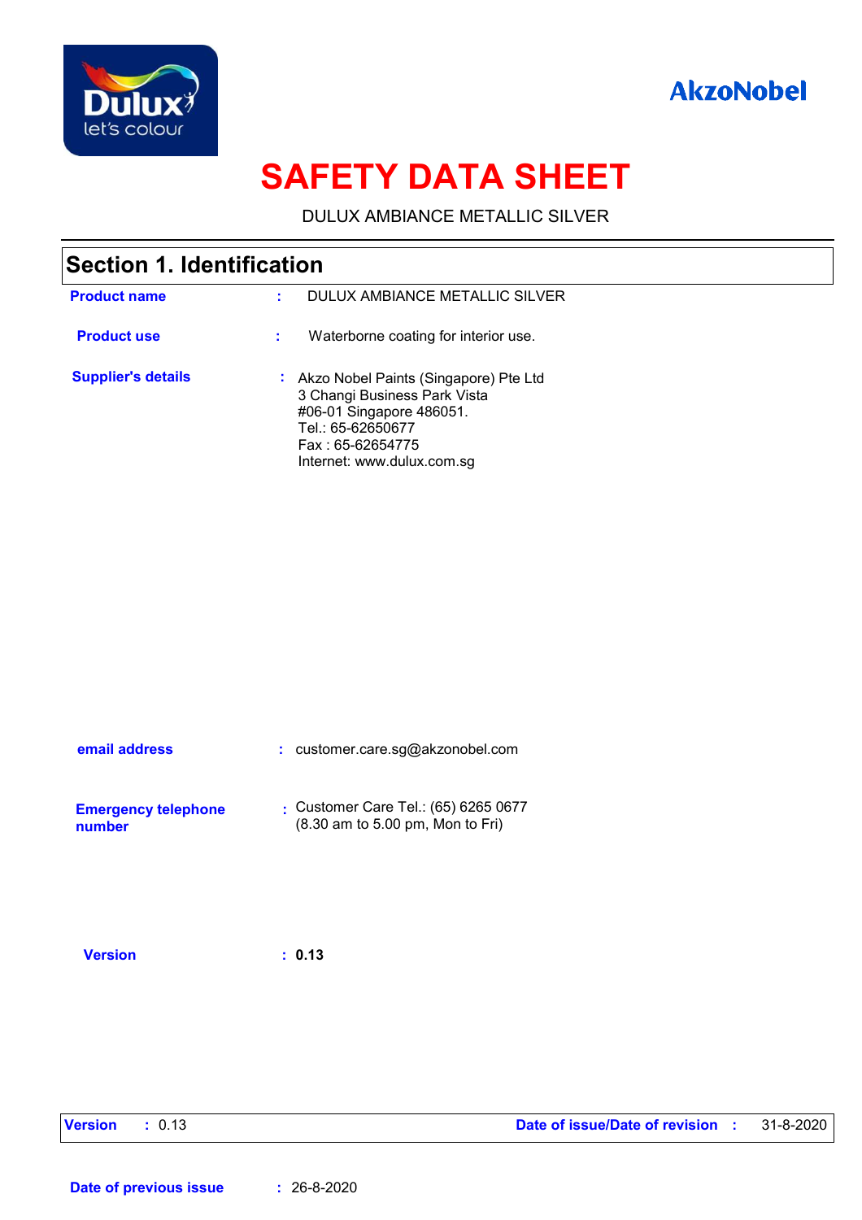# SAFETY DATA SHEET

DULUX AMBIANCE METALLIC SILVER

## Section 1. Identification

| | | |
|---|---|---|
| **Product name** | : | DULUX AMBIANCE METALLIC SILVER |
| **Product use** | : | Waterborne coating for interior use. |
| **Supplier's details** | : | Akzo Nobel Paints (Singapore) Pte Ltd<br>3 Changi Business Park Vista<br>#06-01 Singapore 486051.<br>Tel.: 65-62650677<br>Fax : 65-62654775<br>Internet: www.dulux.com.sg |
| **email address** | : | customer.care.sg@akzonobel.com |
| **Emergency telephone number** | : | Customer Care Tel.: (65) 6265 0677<br>(8.30 am to 5.00 pm, Mon to Fri) |
| **Version** | : | **0.13** |

**Version** : 0.13 **Date of issue/Date of revision** : 31-8-2020

**Date of previous issue** : 26-8-2020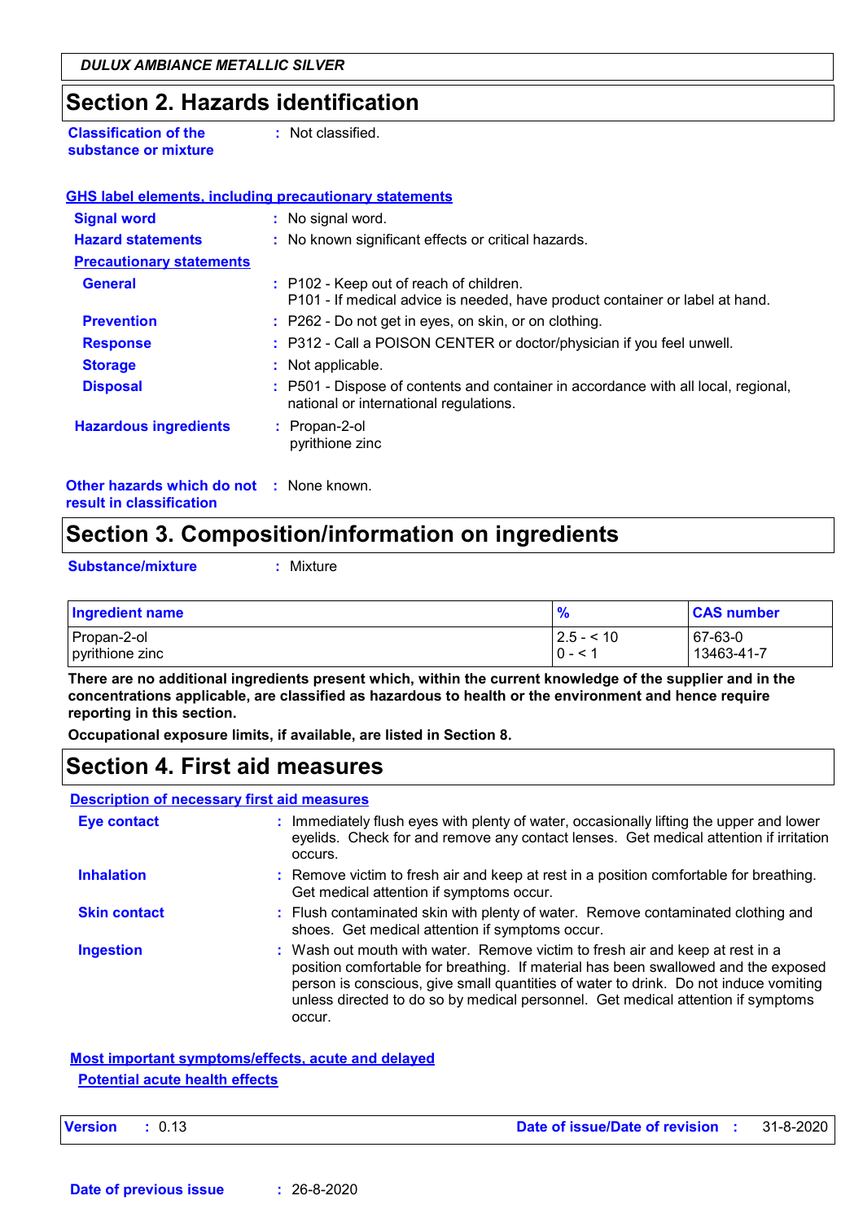## Section 2. Hazards identification

**Classification of the substance or mixture** : Not classified.

**GHS label elements, including precautionary statements**

**Signal word** : No signal word.

**Hazard statements** : No known significant effects or critical hazards.

**Precautionary statements**

**General** : P102 - Keep out of reach of children.
P101 - If medical advice is needed, have product container or label at hand.

**Prevention** : P262 - Do not get in eyes, on skin, or on clothing.

**Response** : P312 - Call a POISON CENTER or doctor/physician if you feel unwell.

**Storage** : Not applicable.

**Disposal** : P501 - Dispose of contents and container in accordance with all local, regional, national or international regulations.

**Hazardous ingredients** : Propan-2-ol
pyrithione zinc

**Other hazards which do not result in classification** : None known.

## Section 3. Composition/information on ingredients

**Substance/mixture** : Mixture

| Ingredient name | % | CAS number |
| --- | --- | --- |
| Propan-2-ol | 2.5 - < 10 | 67-63-0 |
| pyrithione zinc | 0 - < 1 | 13463-41-7 |

**There are no additional ingredients present which, within the current knowledge of the supplier and in the concentrations applicable, are classified as hazardous to health or the environment and hence require reporting in this section.**

**Occupational exposure limits, if available, are listed in Section 8.**

## Section 4. First aid measures

**Description of necessary first aid measures**

**Eye contact** : Immediately flush eyes with plenty of water, occasionally lifting the upper and lower eyelids. Check for and remove any contact lenses. Get medical attention if irritation occurs.

**Inhalation** : Remove victim to fresh air and keep at rest in a position comfortable for breathing. Get medical attention if symptoms occur.

**Skin contact** : Flush contaminated skin with plenty of water. Remove contaminated clothing and shoes. Get medical attention if symptoms occur.

**Ingestion** : Wash out mouth with water. Remove victim to fresh air and keep at rest in a position comfortable for breathing. If material has been swallowed and the exposed person is conscious, give small quantities of water to drink. Do not induce vomiting unless directed to do so by medical personnel. Get medical attention if symptoms occur.

**Most important symptoms/effects, acute and delayed**

**Potential acute health effects**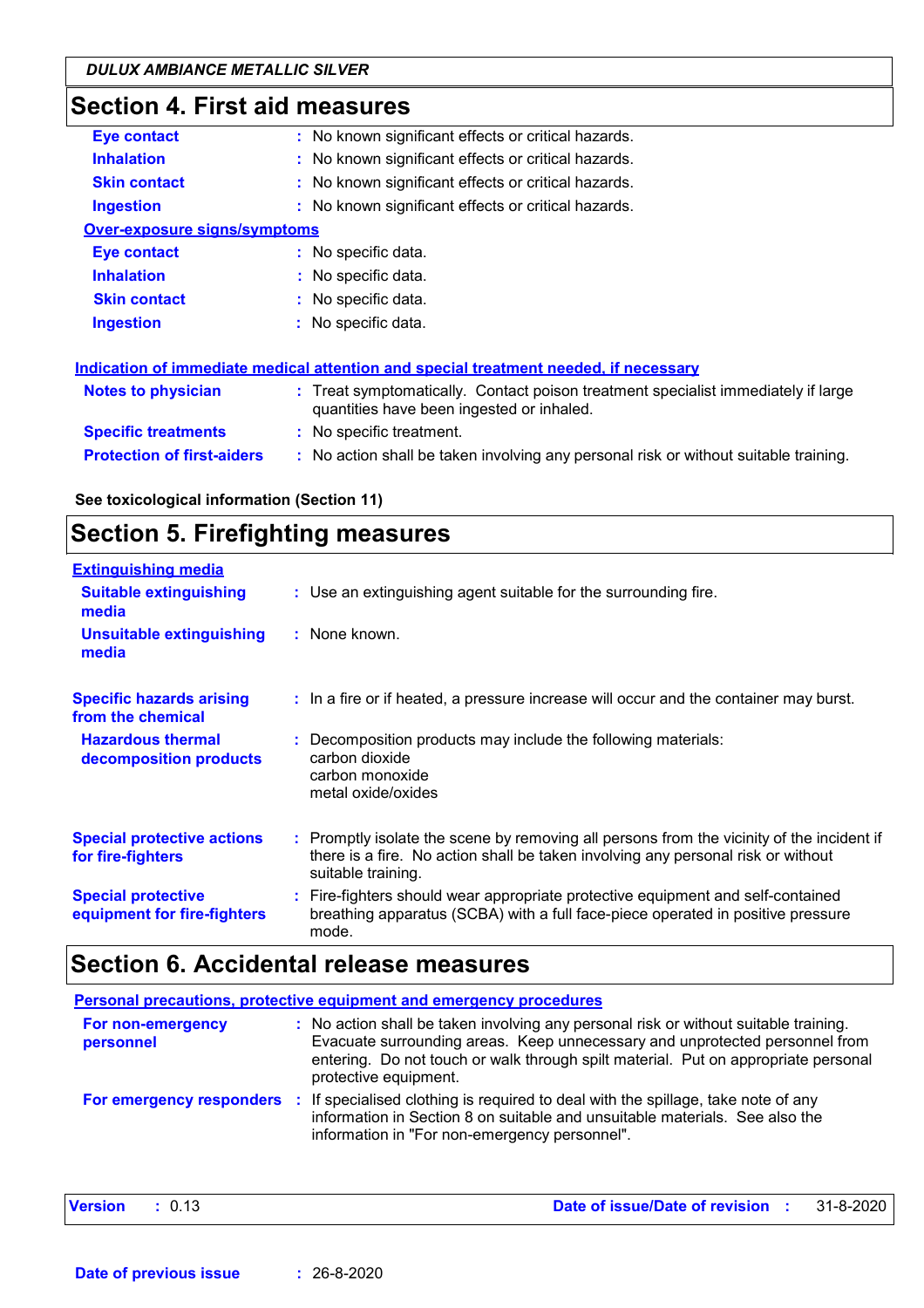## Section 4. First aid measures

| | | |
|---|---|---|
| **Eye contact** | : | No known significant effects or critical hazards. |
| **Inhalation** | : | No known significant effects or critical hazards. |
| **Skin contact** | : | No known significant effects or critical hazards. |
| **Ingestion** | : | No known significant effects or critical hazards. |

**Over-exposure signs/symptoms**

| | | |
|---|---|---|
| **Eye contact** | : | No specific data. |
| **Inhalation** | : | No specific data. |
| **Skin contact** | : | No specific data. |
| **Ingestion** | : | No specific data. |

**Indication of immediate medical attention and special treatment needed, if necessary**

| | | |
|---|---|---|
| **Notes to physician** | : | Treat symptomatically. Contact poison treatment specialist immediately if large quantities have been ingested or inhaled. |
| **Specific treatments** | : | No specific treatment. |
| **Protection of first-aiders** | : | No action shall be taken involving any personal risk or without suitable training. |

**See toxicological information (Section 11)**

## Section 5. Firefighting measures

**Extinguishing media**

| | | |
|---|---|---|
| **Suitable extinguishing media** | : | Use an extinguishing agent suitable for the surrounding fire. |
| **Unsuitable extinguishing media** | : | None known. |
| **Specific hazards arising from the chemical** | : | In a fire or if heated, a pressure increase will occur and the container may burst. |
| **Hazardous thermal decomposition products** | : | Decomposition products may include the following materials:<br>carbon dioxide<br>carbon monoxide<br>metal oxide/oxides |
| **Special protective actions for fire-fighters** | : | Promptly isolate the scene by removing all persons from the vicinity of the incident if there is a fire. No action shall be taken involving any personal risk or without suitable training. |
| **Special protective equipment for fire-fighters** | : | Fire-fighters should wear appropriate protective equipment and self-contained breathing apparatus (SCBA) with a full face-piece operated in positive pressure mode. |

## Section 6. Accidental release measures

**Personal precautions, protective equipment and emergency procedures**

| | | |
|---|---|---|
| **For non-emergency personnel** | : | No action shall be taken involving any personal risk or without suitable training. Evacuate surrounding areas. Keep unnecessary and unprotected personnel from entering. Do not touch or walk through spilt material. Put on appropriate personal protective equipment. |
| **For emergency responders** | : | If specialised clothing is required to deal with the spillage, take note of any information in Section 8 on suitable and unsuitable materials. See also the information in "For non-emergency personnel". |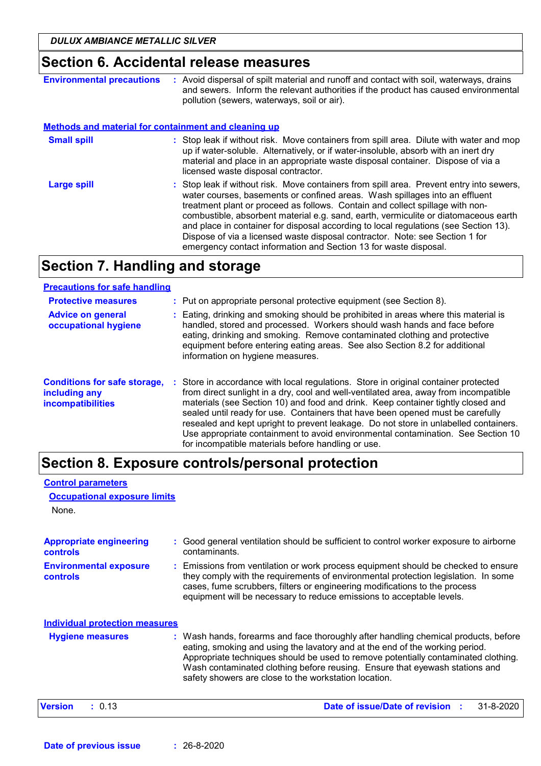## Section 6. Accidental release measures

**Environmental precautions** : Avoid dispersal of spilt material and runoff and contact with soil, waterways, drains and sewers. Inform the relevant authorities if the product has caused environmental pollution (sewers, waterways, soil or air).

### Methods and material for containment and cleaning up

**Small spill** : Stop leak if without risk. Move containers from spill area. Dilute with water and mop up if water-soluble. Alternatively, or if water-insoluble, absorb with an inert dry material and place in an appropriate waste disposal container. Dispose of via a licensed waste disposal contractor.

**Large spill** : Stop leak if without risk. Move containers from spill area. Prevent entry into sewers, water courses, basements or confined areas. Wash spillages into an effluent treatment plant or proceed as follows. Contain and collect spillage with non-combustible, absorbent material e.g. sand, earth, vermiculite or diatomaceous earth and place in container for disposal according to local regulations (see Section 13). Dispose of via a licensed waste disposal contractor. Note: see Section 1 for emergency contact information and Section 13 for waste disposal.

## Section 7. Handling and storage

### Precautions for safe handling

**Protective measures** : Put on appropriate personal protective equipment (see Section 8).

**Advice on general occupational hygiene** : Eating, drinking and smoking should be prohibited in areas where this material is handled, stored and processed. Workers should wash hands and face before eating, drinking and smoking. Remove contaminated clothing and protective equipment before entering eating areas. See also Section 8.2 for additional information on hygiene measures.

**Conditions for safe storage, including any incompatibilities** : Store in accordance with local regulations. Store in original container protected from direct sunlight in a dry, cool and well-ventilated area, away from incompatible materials (see Section 10) and food and drink. Keep container tightly closed and sealed until ready for use. Containers that have been opened must be carefully resealed and kept upright to prevent leakage. Do not store in unlabelled containers. Use appropriate containment to avoid environmental contamination. See Section 10 for incompatible materials before handling or use.

## Section 8. Exposure controls/personal protection

### Control parameters

#### Occupational exposure limits

None.

**Appropriate engineering controls** : Good general ventilation should be sufficient to control worker exposure to airborne contaminants.

**Environmental exposure controls** : Emissions from ventilation or work process equipment should be checked to ensure they comply with the requirements of environmental protection legislation. In some cases, fume scrubbers, filters or engineering modifications to the process equipment will be necessary to reduce emissions to acceptable levels.

### Individual protection measures

**Hygiene measures** : Wash hands, forearms and face thoroughly after handling chemical products, before eating, smoking and using the lavatory and at the end of the working period. Appropriate techniques should be used to remove potentially contaminated clothing. Wash contaminated clothing before reusing. Ensure that eyewash stations and safety showers are close to the workstation location.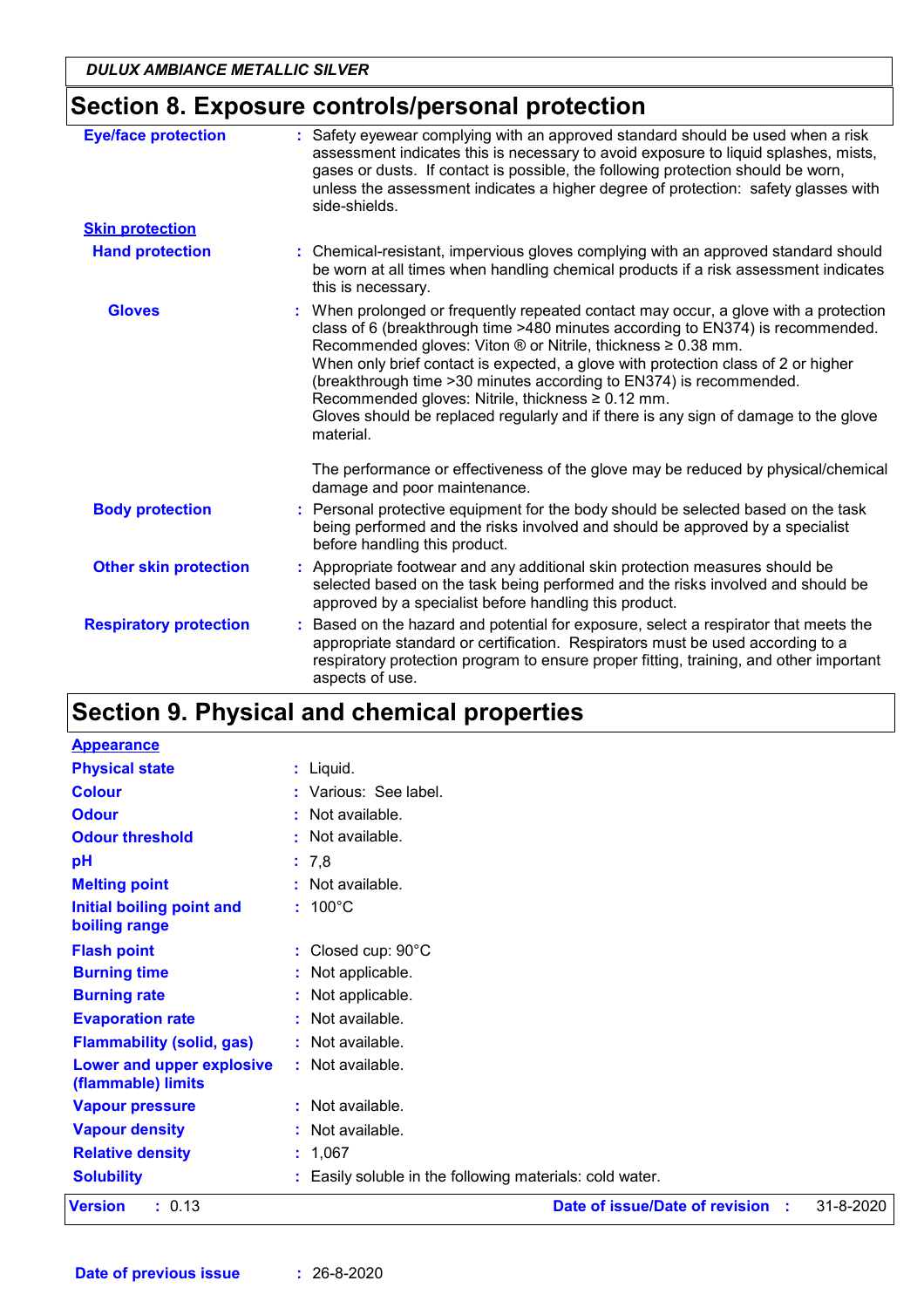## Section 8. Exposure controls/personal protection

**Eye/face protection** : Safety eyewear complying with an approved standard should be used when a risk assessment indicates this is necessary to avoid exposure to liquid splashes, mists, gases or dusts. If contact is possible, the following protection should be worn, unless the assessment indicates a higher degree of protection: safety glasses with side-shields.

**Skin protection**

**Hand protection** : Chemical-resistant, impervious gloves complying with an approved standard should be worn at all times when handling chemical products if a risk assessment indicates this is necessary.

**Gloves** : When prolonged or frequently repeated contact may occur, a glove with a protection class of 6 (breakthrough time >480 minutes according to EN374) is recommended. Recommended gloves: Viton ® or Nitrile, thickness ≥ 0.38 mm.
When only brief contact is expected, a glove with protection class of 2 or higher (breakthrough time >30 minutes according to EN374) is recommended. Recommended gloves: Nitrile, thickness ≥ 0.12 mm.
Gloves should be replaced regularly and if there is any sign of damage to the glove material.

The performance or effectiveness of the glove may be reduced by physical/chemical damage and poor maintenance.

**Body protection** : Personal protective equipment for the body should be selected based on the task being performed and the risks involved and should be approved by a specialist before handling this product.

**Other skin protection** : Appropriate footwear and any additional skin protection measures should be selected based on the task being performed and the risks involved and should be approved by a specialist before handling this product.

**Respiratory protection** : Based on the hazard and potential for exposure, select a respirator that meets the appropriate standard or certification. Respirators must be used according to a respiratory protection program to ensure proper fitting, training, and other important aspects of use.

## Section 9. Physical and chemical properties

**Appearance**

| Property | Value |
|---|---|
| Physical state | Liquid. |
| Colour | Various: See label. |
| Odour | Not available. |
| Odour threshold | Not available. |
| pH | 7,8 |
| Melting point | Not available. |
| Initial boiling point and boiling range | 100°C |
| Flash point | Closed cup: 90°C |
| Burning time | Not applicable. |
| Burning rate | Not applicable. |
| Evaporation rate | Not available. |
| Flammability (solid, gas) | Not available. |
| Lower and upper explosive (flammable) limits | Not available. |
| Vapour pressure | Not available. |
| Vapour density | Not available. |
| Relative density | 1,067 |
| Solubility | Easily soluble in the following materials: cold water. |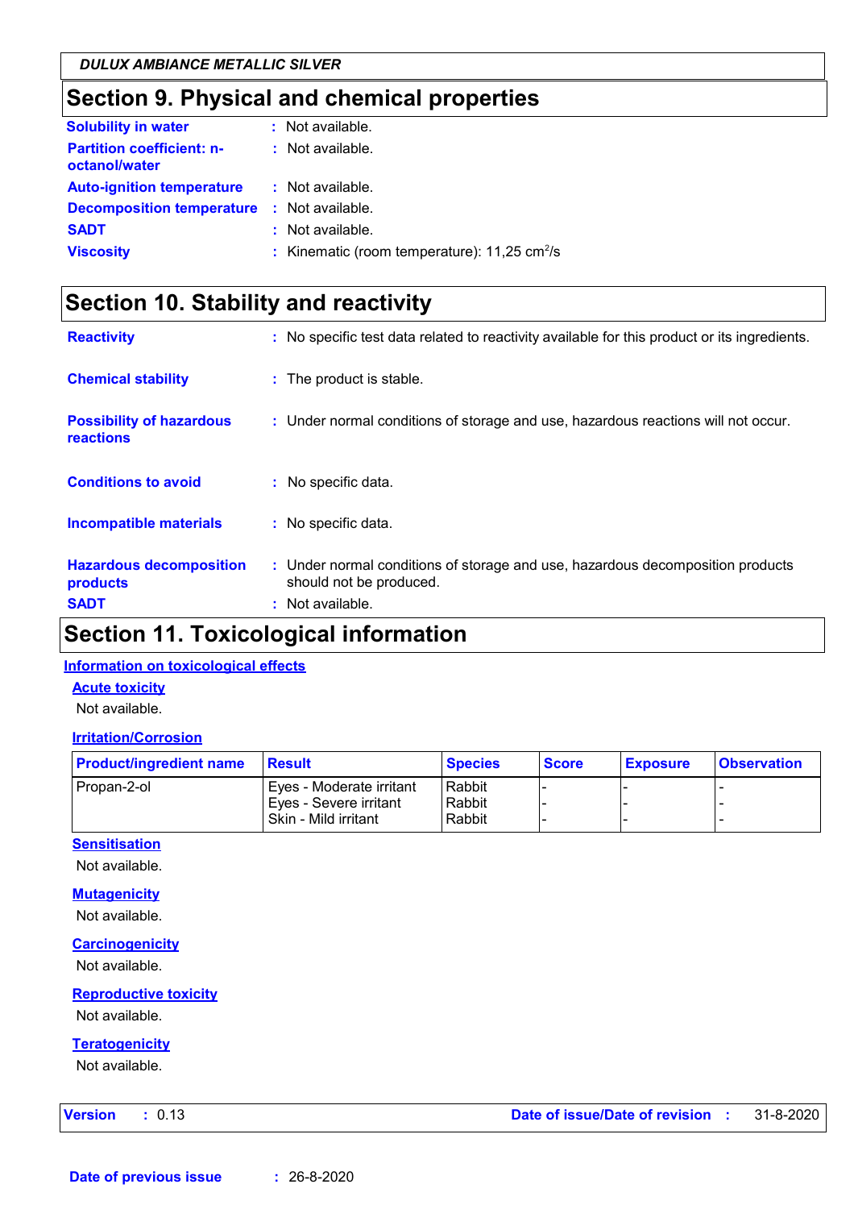## Section 9. Physical and chemical properties

**Solubility in water** : Not available.

**Partition coefficient: n-octanol/water** : Not available.

**Auto-ignition temperature** : Not available.

**Decomposition temperature** : Not available.

**SADT** : Not available.

**Viscosity** : Kinematic (room temperature): 11,25 $cm^2/s$

## Section 10. Stability and reactivity

**Reactivity** : No specific test data related to reactivity available for this product or its ingredients.

**Chemical stability** : The product is stable.

**Possibility of hazardous reactions** : Under normal conditions of storage and use, hazardous reactions will not occur.

**Conditions to avoid** : No specific data.

**Incompatible materials** : No specific data.

**Hazardous decomposition products** : Under normal conditions of storage and use, hazardous decomposition products should not be produced.

**SADT** : Not available.

## Section 11. Toxicological information

### Information on toxicological effects

#### Acute toxicity

Not available.

#### Irritation/Corrosion

| Product/ingredient name | Result | Species | Score | Exposure | Observation |
|---|---|---|---|---|---|
| Propan-2-ol | Eyes - Moderate irritant | Rabbit | - | - | - |
| | Eyes - Severe irritant | Rabbit | - | - | - |
| | Skin - Mild irritant | Rabbit | - | - | - |

#### Sensitisation

Not available.

#### Mutagenicity

Not available.

#### Carcinogenicity

Not available.

#### Reproductive toxicity

Not available.

#### Teratogenicity

Not available.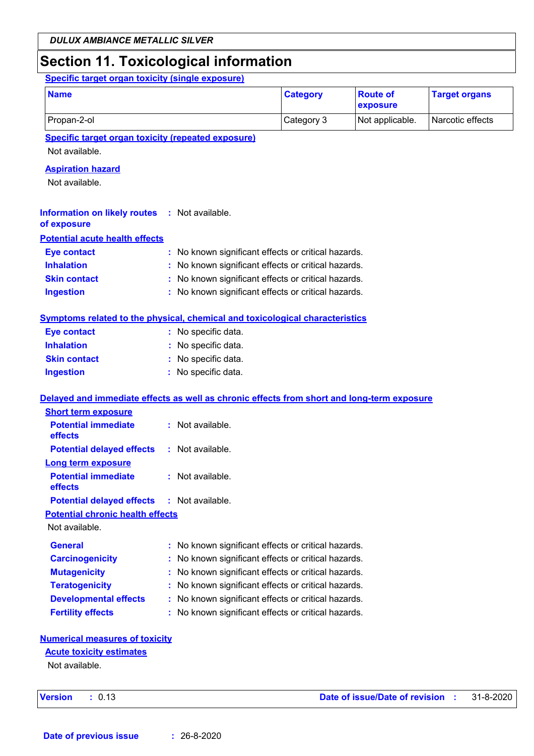# Section 11. Toxicological information

### Specific target organ toxicity (single exposure)

| Name | Category | Route of exposure | Target organs |
|---|---|---|---|
| Propan-2-ol | Category 3 | Not applicable. | Narcotic effects |

### Specific target organ toxicity (repeated exposure)

Not available.

### Aspiration hazard

Not available.

**Information on likely routes of exposure** : Not available.

### Potential acute health effects

**Eye contact** : No known significant effects or critical hazards.
**Inhalation** : No known significant effects or critical hazards.
**Skin contact** : No known significant effects or critical hazards.
**Ingestion** : No known significant effects or critical hazards.

### Symptoms related to the physical, chemical and toxicological characteristics

**Eye contact** : No specific data.
**Inhalation** : No specific data.
**Skin contact** : No specific data.
**Ingestion** : No specific data.

### Delayed and immediate effects as well as chronic effects from short and long-term exposure

#### Short term exposure

**Potential immediate effects** : Not available.
**Potential delayed effects** : Not available.

#### Long term exposure

**Potential immediate effects** : Not available.
**Potential delayed effects** : Not available.

#### Potential chronic health effects

Not available.

**General** : No known significant effects or critical hazards.
**Carcinogenicity** : No known significant effects or critical hazards.
**Mutagenicity** : No known significant effects or critical hazards.
**Teratogenicity** : No known significant effects or critical hazards.
**Developmental effects** : No known significant effects or critical hazards.
**Fertility effects** : No known significant effects or critical hazards.

### Numerical measures of toxicity

#### Acute toxicity estimates

Not available.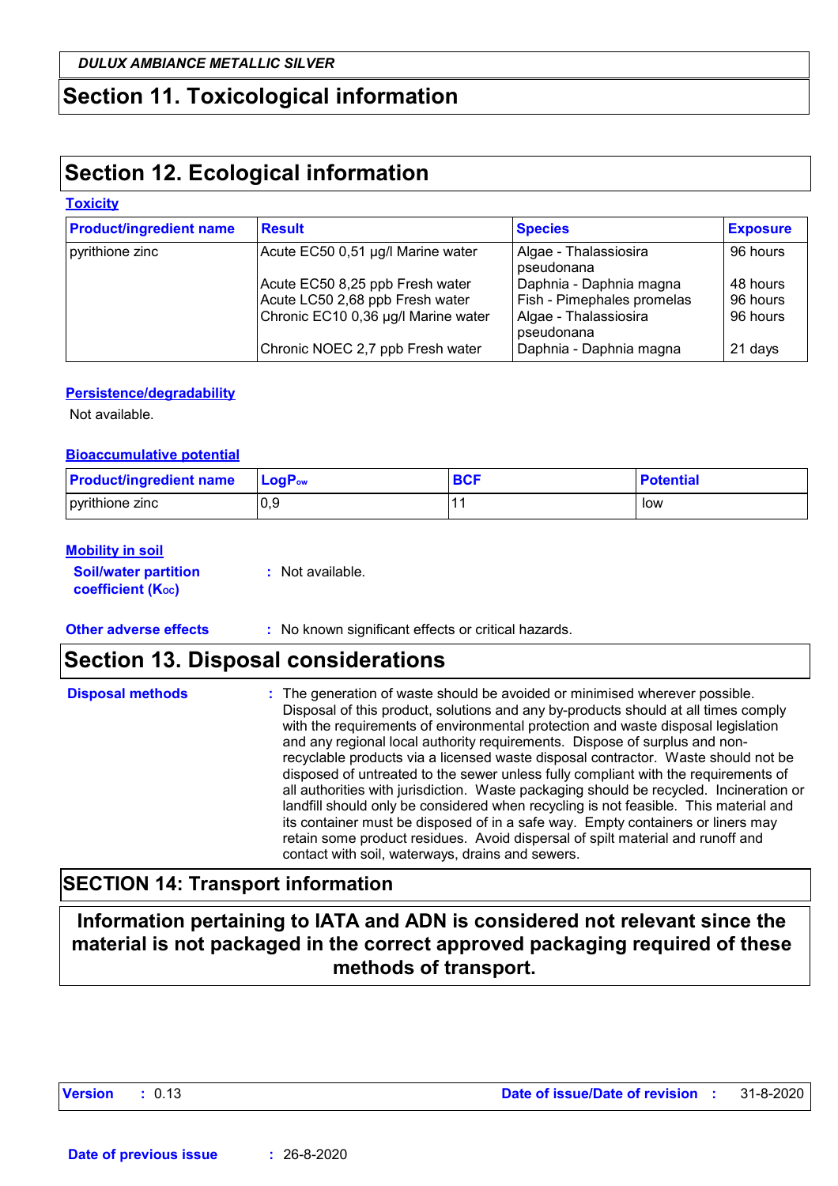## Section 11. Toxicological information

## Section 12. Ecological information

### Toxicity

| Product/ingredient name | Result | Species | Exposure |
|---|---|---|---|
| pyrithione zinc | Acute EC50 0,51 µg/l Marine water | Algae - Thalassiosira pseudonana | 96 hours |
| | Acute EC50 8,25 ppb Fresh water | Daphnia - Daphnia magna | 48 hours |
| | Acute LC50 2,68 ppb Fresh water | Fish - Pimephales promelas | 96 hours |
| | Chronic EC10 0,36 µg/l Marine water | Algae - Thalassiosira pseudonana | 96 hours |
| | Chronic NOEC 2,7 ppb Fresh water | Daphnia - Daphnia magna | 21 days |

### Persistence/degradability

Not available.

### Bioaccumulative potential

| Product/ingredient name | $LogP_{ow}$ | BCF | Potential |
|---|---|---|---|
| pyrithione zinc | 0,9 | 11 | low |

### Mobility in soil

**Soil/water partition coefficient ($K_{OC}$)** : Not available.

**Other adverse effects** : No known significant effects or critical hazards.

## Section 13. Disposal considerations

**Disposal methods** : The generation of waste should be avoided or minimised wherever possible. Disposal of this product, solutions and any by-products should at all times comply with the requirements of environmental protection and waste disposal legislation and any regional local authority requirements. Dispose of surplus and non-recyclable products via a licensed waste disposal contractor. Waste should not be disposed of untreated to the sewer unless fully compliant with the requirements of all authorities with jurisdiction. Waste packaging should be recycled. Incineration or landfill should only be considered when recycling is not feasible. This material and its container must be disposed of in a safe way. Empty containers or liners may retain some product residues. Avoid dispersal of spilt material and runoff and contact with soil, waterways, drains and sewers.

## SECTION 14: Transport information

**Information pertaining to IATA and ADN is considered not relevant since the material is not packaged in the correct approved packaging required of these methods of transport.**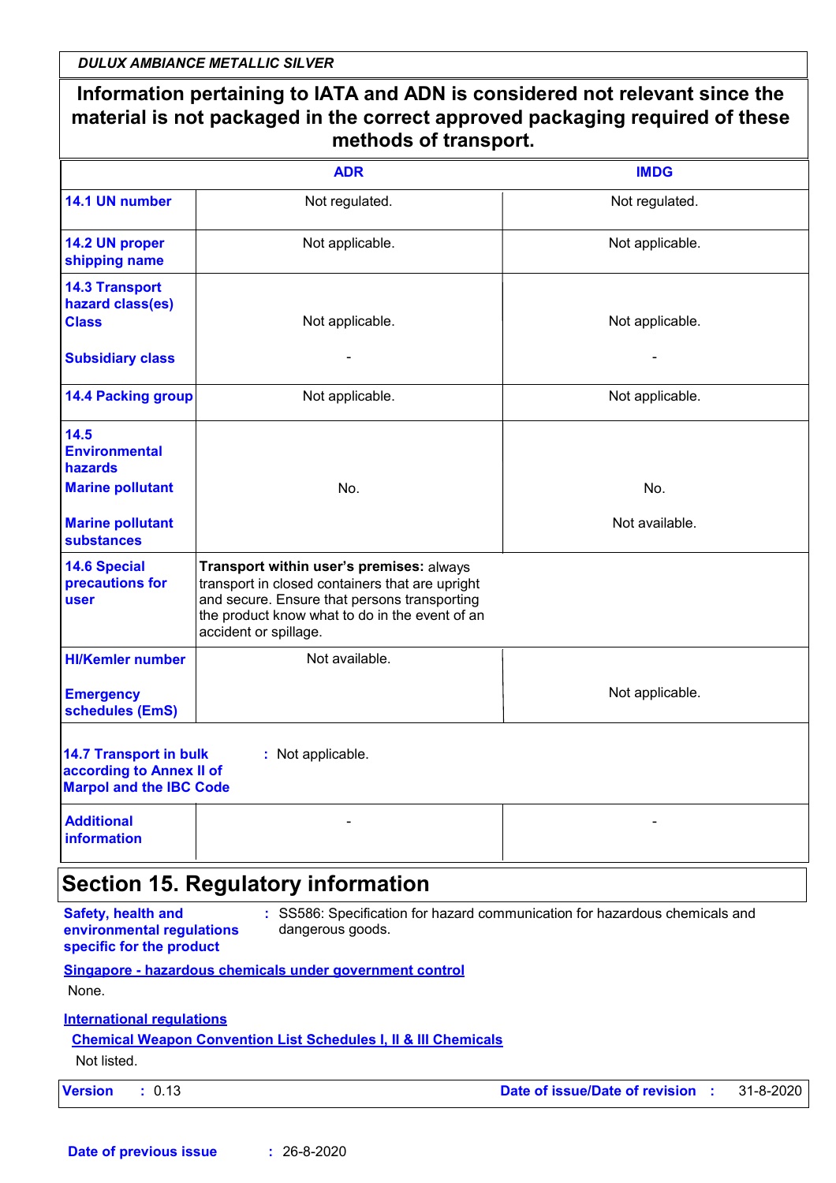**Information pertaining to IATA and ADN is considered not relevant since the material is not packaged in the correct approved packaging required of these methods of transport.**

| | ADR | IMDG |
|---|---|---|
| **14.1 UN number** | Not regulated. | Not regulated. |
| **14.2 UN proper shipping name** | Not applicable. | Not applicable. |
| **14.3 Transport hazard class(es)** **Class** | Not applicable. | Not applicable. |
| **Subsidiary class** | - | - |
| **14.4 Packing group** | Not applicable. | Not applicable. |
| **14.5 Environmental hazards** **Marine pollutant** | No. | No. |
| **Marine pollutant substances** | | Not available. |
| **14.6 Special precautions for user** | **Transport within user's premises:** always transport in closed containers that are upright and secure. Ensure that persons transporting the product know what to do in the event of an accident or spillage. | |
| **HI/Kemler number** | Not available. | |
| **Emergency schedules (EmS)** | | Not applicable. |
| **14.7 Transport in bulk according to Annex II of Marpol and the IBC Code** | Not applicable. | |
| **Additional information** | - | - |

## Section 15. Regulatory information

**Safety, health and environmental regulations specific for the product** : SS586: Specification for hazard communication for hazardous chemicals and dangerous goods.

**Singapore - hazardous chemicals under government control**

None.

**International regulations**

**Chemical Weapon Convention List Schedules I, II & III Chemicals**

Not listed.

**Version** : 0.13 **Date of issue/Date of revision** : 31-8-2020

**Date of previous issue** : 26-8-2020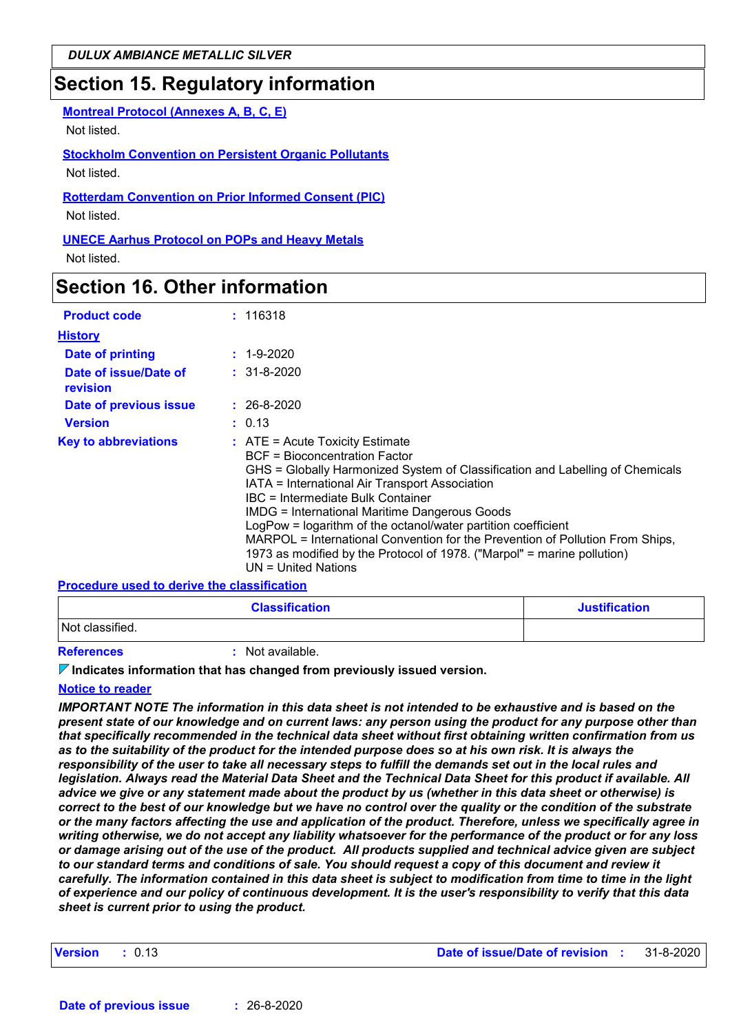## Section 15. Regulatory information

**Montreal Protocol (Annexes A, B, C, E)**

Not listed.

**Stockholm Convention on Persistent Organic Pollutants**

Not listed.

**Rotterdam Convention on Prior Informed Consent (PIC)**

Not listed.

**UNECE Aarhus Protocol on POPs and Heavy Metals**

Not listed.

## Section 16. Other information

**Product code** : 116318

**History**

**Date of printing** : 1-9-2020

**Date of issue/Date of revision** : 31-8-2020

**Date of previous issue** : 26-8-2020

**Version** : 0.13

**Key to abbreviations** : ATE = Acute Toxicity Estimate
BCF = Bioconcentration Factor
GHS = Globally Harmonized System of Classification and Labelling of Chemicals
IATA = International Air Transport Association
IBC = Intermediate Bulk Container
IMDG = International Maritime Dangerous Goods
LogPow = logarithm of the octanol/water partition coefficient
MARPOL = International Convention for the Prevention of Pollution From Ships, 1973 as modified by the Protocol of 1978. ("Marpol" = marine pollution)
UN = United Nations

**Procedure used to derive the classification**

| Classification | Justification |
| --- | --- |
| Not classified. | |

**References** : Not available.

**Indicates information that has changed from previously issued version.**

**Notice to reader**

***IMPORTANT NOTE The information in this data sheet is not intended to be exhaustive and is based on the present state of our knowledge and on current laws: any person using the product for any purpose other than that specifically recommended in the technical data sheet without first obtaining written confirmation from us as to the suitability of the product for the intended purpose does so at his own risk. It is always the responsibility of the user to take all necessary steps to fulfill the demands set out in the local rules and legislation. Always read the Material Data Sheet and the Technical Data Sheet for this product if available. All advice we give or any statement made about the product by us (whether in this data sheet or otherwise) is correct to the best of our knowledge but we have no control over the quality or the condition of the substrate or the many factors affecting the use and application of the product. Therefore, unless we specifically agree in writing otherwise, we do not accept any liability whatsoever for the performance of the product or for any loss or damage arising out of the use of the product. All products supplied and technical advice given are subject to our standard terms and conditions of sale. You should request a copy of this document and review it carefully. The information contained in this data sheet is subject to modification from time to time in the light of experience and our policy of continuous development. It is the user's responsibility to verify that this data sheet is current prior to using the product.***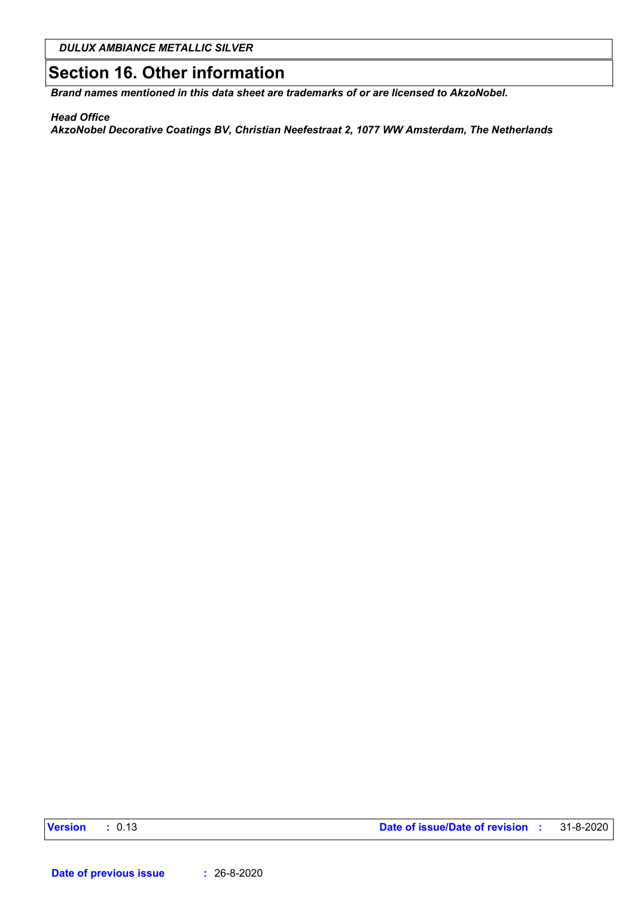## Section 16. Other information

***Brand names mentioned in this data sheet are trademarks of or are licensed to AkzoNobel.***

***Head Office***
***AkzoNobel Decorative Coatings BV, Christian Neefestraat 2, 1077 WW Amsterdam, The Netherlands***

**Version** : 0.13 **Date of issue/Date of revision** : 31-8-2020

**Date of previous issue** : 26-8-2020